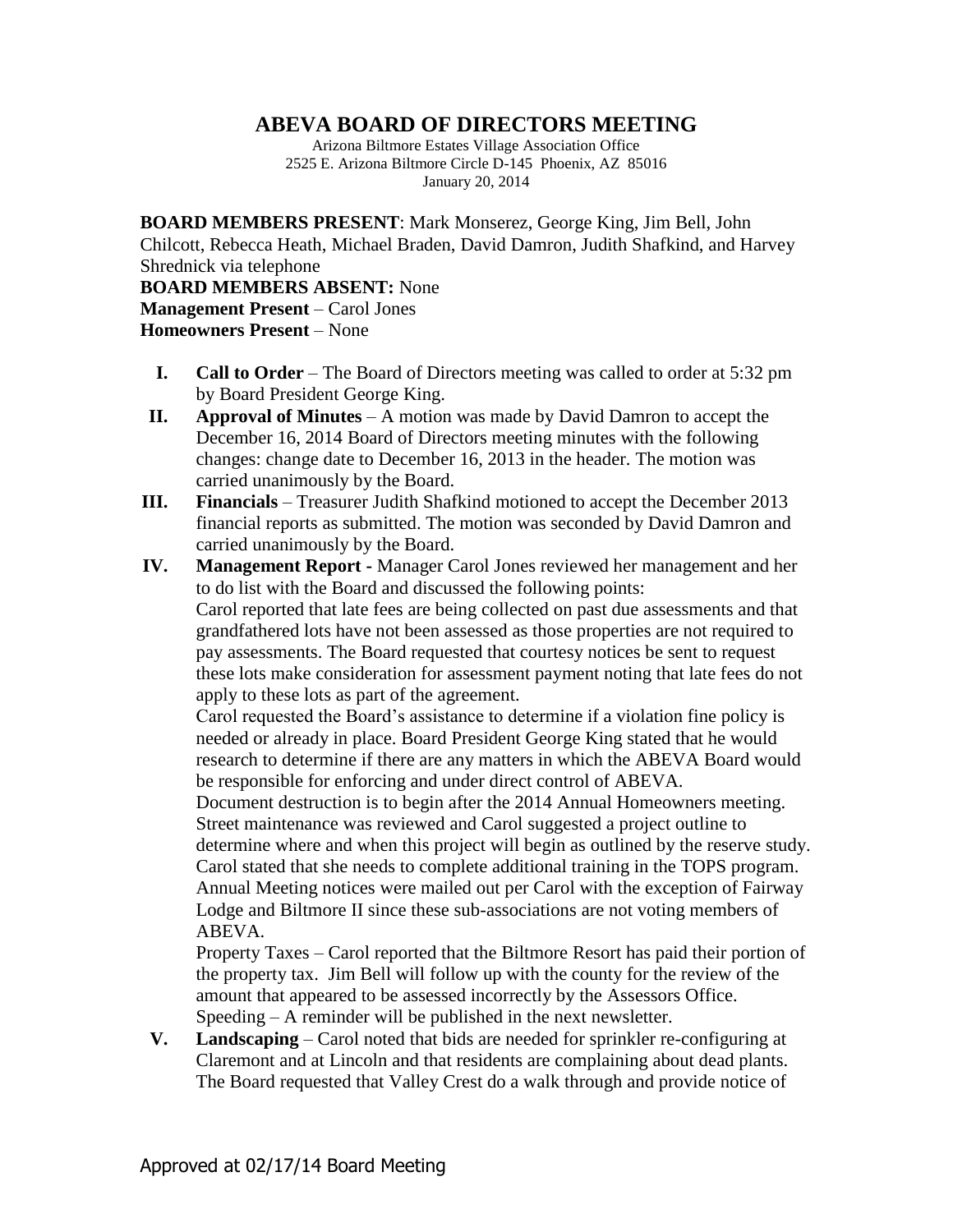# ABEVA BOARD OF DIRECTORS MEETING

Arizona Biltmore Estates Village Association Office
2525 E. Arizona Biltmore Circle D-145 Phoenix, AZ 85016
January 20, 2014

**BOARD MEMBERS PRESENT**: Mark Monserez, George King, Jim Bell, John Chilcott, Rebecca Heath, Michael Braden, David Damron, Judith Shafkind, and Harvey Shrednick via telephone
**BOARD MEMBERS ABSENT:** None
**Management Present** – Carol Jones
**Homeowners Present** – None

I. **Call to Order** – The Board of Directors meeting was called to order at 5:32 pm by Board President George King.

II. **Approval of Minutes** – A motion was made by David Damron to accept the December 16, 2014 Board of Directors meeting minutes with the following changes: change date to December 16, 2013 in the header. The motion was carried unanimously by the Board.

III. **Financials** – Treasurer Judith Shafkind motioned to accept the December 2013 financial reports as submitted. The motion was seconded by David Damron and carried unanimously by the Board.

IV. **Management Report -** Manager Carol Jones reviewed her management and her to do list with the Board and discussed the following points:
Carol reported that late fees are being collected on past due assessments and that grandfathered lots have not been assessed as those properties are not required to pay assessments. The Board requested that courtesy notices be sent to request these lots make consideration for assessment payment noting that late fees do not apply to these lots as part of the agreement.
Carol requested the Board's assistance to determine if a violation fine policy is needed or already in place. Board President George King stated that he would research to determine if there are any matters in which the ABEVA Board would be responsible for enforcing and under direct control of ABEVA.
Document destruction is to begin after the 2014 Annual Homeowners meeting.
Street maintenance was reviewed and Carol suggested a project outline to determine where and when this project will begin as outlined by the reserve study.
Carol stated that she needs to complete additional training in the TOPS program.
Annual Meeting notices were mailed out per Carol with the exception of Fairway Lodge and Biltmore II since these sub-associations are not voting members of ABEVA.
Property Taxes – Carol reported that the Biltmore Resort has paid their portion of the property tax. Jim Bell will follow up with the county for the review of the amount that appeared to be assessed incorrectly by the Assessors Office.
Speeding – A reminder will be published in the next newsletter.

V. **Landscaping** – Carol noted that bids are needed for sprinkler re-configuring at Claremont and at Lincoln and that residents are complaining about dead plants. The Board requested that Valley Crest do a walk through and provide notice of

Approved at 02/17/14 Board Meeting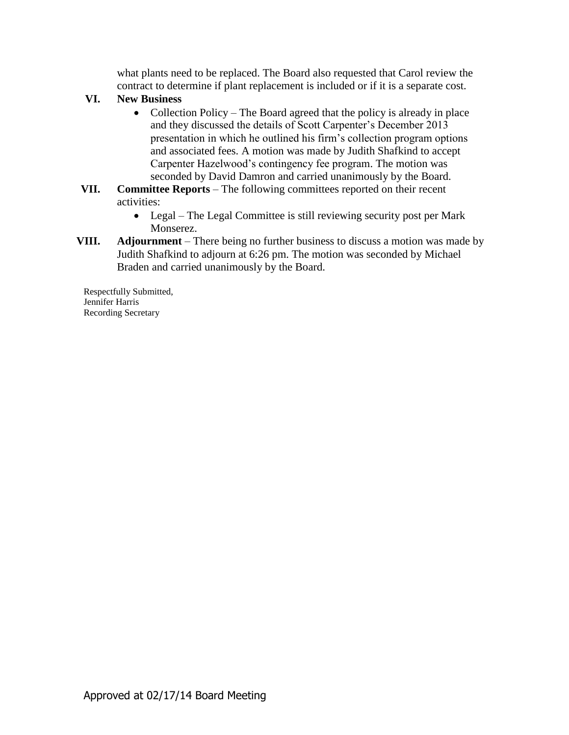what plants need to be replaced. The Board also requested that Carol review the contract to determine if plant replacement is included or if it is a separate cost.

**VI. New Business**

- Collection Policy – The Board agreed that the policy is already in place and they discussed the details of Scott Carpenter's December 2013 presentation in which he outlined his firm's collection program options and associated fees. A motion was made by Judith Shafkind to accept Carpenter Hazelwood's contingency fee program. The motion was seconded by David Damron and carried unanimously by the Board.

**VII. Committee Reports** – The following committees reported on their recent activities:

- Legal – The Legal Committee is still reviewing security post per Mark Monserez.

**VIII. Adjournment** – There being no further business to discuss a motion was made by Judith Shafkind to adjourn at 6:26 pm. The motion was seconded by Michael Braden and carried unanimously by the Board.

Respectfully Submitted,
Jennifer Harris
Recording Secretary

Approved at 02/17/14 Board Meeting